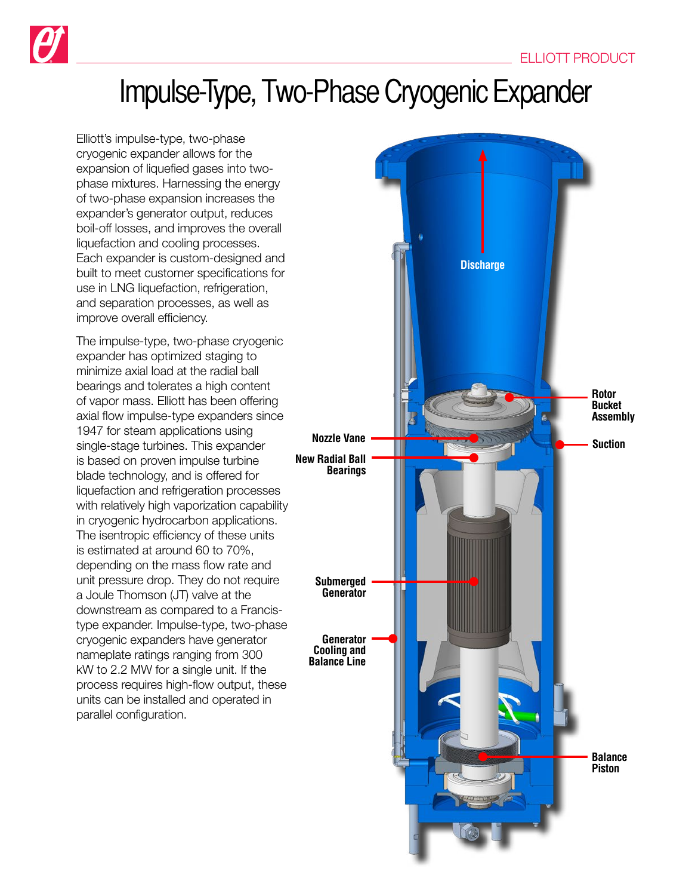ELLIOTT PRODUCT

# Impulse-Type, Two-Phase Cryogenic Expander

Elliott's impulse-type, two-phase cryogenic expander allows for the expansion of liquefied gases into two-phase mixtures. Harnessing the energy of two-phase expansion increases the expander's generator output, reduces boil-off losses, and improves the overall liquefaction and cooling processes. Each expander is custom-designed and built to meet customer specifications for use in LNG liquefaction, refrigeration, and separation processes, as well as improve overall efficiency.

The impulse-type, two-phase cryogenic expander has optimized staging to minimize axial load at the radial ball bearings and tolerates a high content of vapor mass. Elliott has been offering axial flow impulse-type expanders since 1947 for steam applications using single-stage turbines. This expander is based on proven impulse turbine blade technology, and is offered for liquefaction and refrigeration processes with relatively high vaporization capability in cryogenic hydrocarbon applications. The isentropic efficiency of these units is estimated at around 60 to 70%, depending on the mass flow rate and unit pressure drop. They do not require a Joule Thomson (JT) valve at the downstream as compared to a Francis-type expander. Impulse-type, two-phase cryogenic expanders have generator nameplate ratings ranging from 300 kW to 2.2 MW for a single unit. If the process requires high-flow output, these units can be installed and operated in parallel configuration.

Discharge

Rotor Bucket Assembly

Nozzle Vane

Suction

New Radial Ball Bearings

Submerged Generator

Generator Cooling and Balance Line

Balance Piston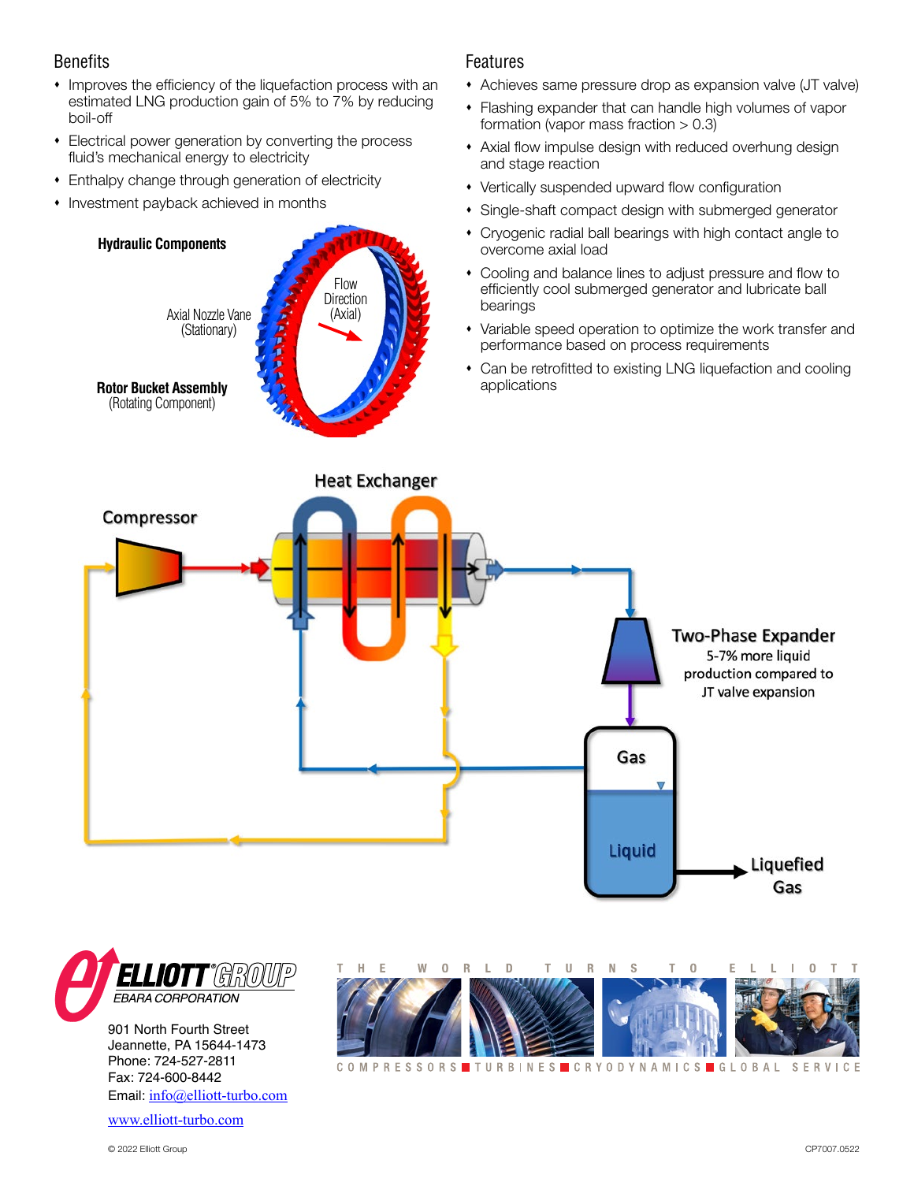## Benefits

- Improves the efficiency of the liquefaction process with an estimated LNG production gain of 5% to 7% by reducing boil-off
- Electrical power generation by converting the process fluid's mechanical energy to electricity
- Enthalpy change through generation of electricity
- Investment payback achieved in months

**Hydraulic Components**

Axial Nozzle Vane (Stationary)

Flow Direction (Axial)

**Rotor Bucket Assembly** (Rotating Component)

## Features

- Achieves same pressure drop as expansion valve (JT valve)
- Flashing expander that can handle high volumes of vapor formation (vapor mass fraction > 0.3)
- Axial flow impulse design with reduced overhung design and stage reaction
- Vertically suspended upward flow configuration
- Single-shaft compact design with submerged generator
- Cryogenic radial ball bearings with high contact angle to overcome axial load
- Cooling and balance lines to adjust pressure and flow to efficiently cool submerged generator and lubricate ball bearings
- Variable speed operation to optimize the work transfer and performance based on process requirements
- Can be retrofitted to existing LNG liquefaction and cooling applications

Heat Exchanger

Compressor

Two-Phase Expander

5-7% more liquid production compared to JT valve expansion

Gas

Liquid

Liquefied Gas

ELLIOTT GROUP
EBARA CORPORATION

901 North Fourth Street
Jeannette, PA 15644-1473
Phone: 724-527-2811
Fax: 724-600-8442
Email: info@elliott-turbo.com

www.elliott-turbo.com

THE WORLD TURNS TO ELLIOTT

COMPRESSORS ■ TURBINES ■ CRYODYNAMICS ■ GLOBAL SERVICE

© 2022 Elliott Group

CP7007.0522